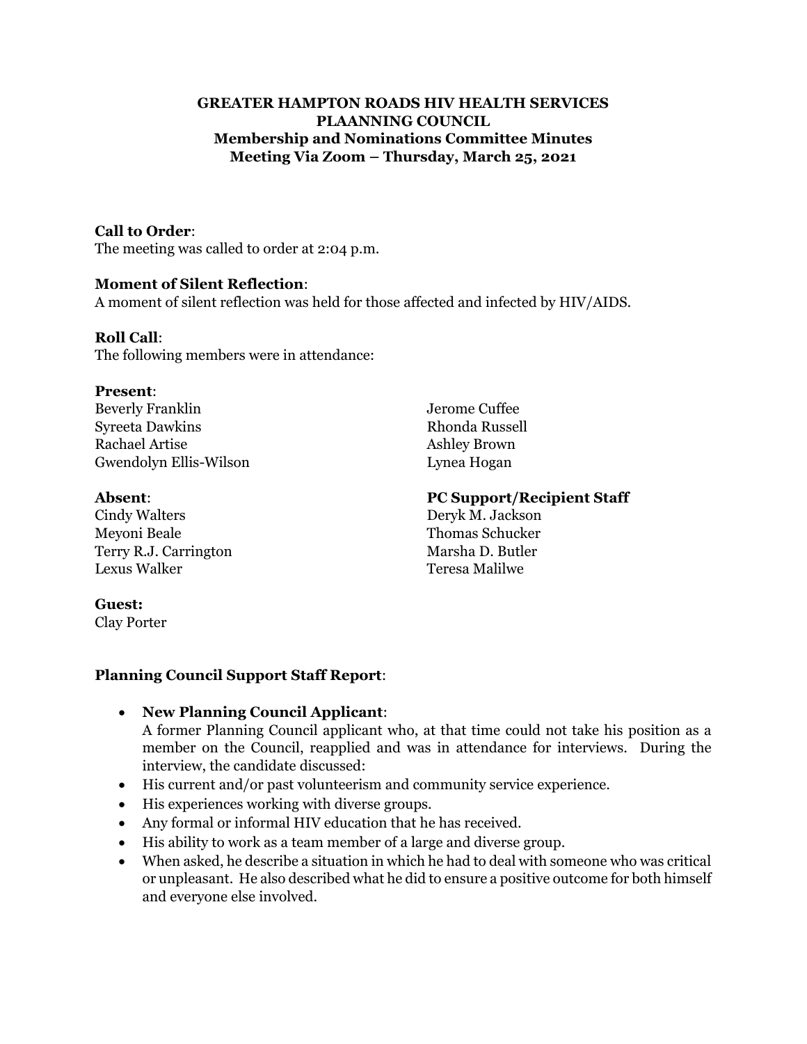# GREATER HAMPTON ROADS HIV HEALTH SERVICES PLAANNING COUNCIL

## Membership and Nominations Committee Minutes

## Meeting Via Zoom – Thursday, March 25, 2021

**Call to Order**:
The meeting was called to order at 2:04 p.m.

**Moment of Silent Reflection**:
A moment of silent reflection was held for those affected and infected by HIV/AIDS.

**Roll Call**:
The following members were in attendance:

**Present**:
Beverly Franklin
Syreeta Dawkins
Rachael Artise
Gwendolyn Ellis-Wilson
Jerome Cuffee
Rhonda Russell
Ashley Brown
Lynea Hogan

**Absent**:
Cindy Walters
Meyoni Beale
Terry R.J. Carrington
Lexus Walker

**PC Support/Recipient Staff**
Deryk M. Jackson
Thomas Schucker
Marsha D. Butler
Teresa Malilwe

**Guest:**
Clay Porter

**Planning Council Support Staff Report**:

- **New Planning Council Applicant**:
  A former Planning Council applicant who, at that time could not take his position as a member on the Council, reapplied and was in attendance for interviews. During the interview, the candidate discussed:
- His current and/or past volunteerism and community service experience.
- His experiences working with diverse groups.
- Any formal or informal HIV education that he has received.
- His ability to work as a team member of a large and diverse group.
- When asked, he describe a situation in which he had to deal with someone who was critical or unpleasant. He also described what he did to ensure a positive outcome for both himself and everyone else involved.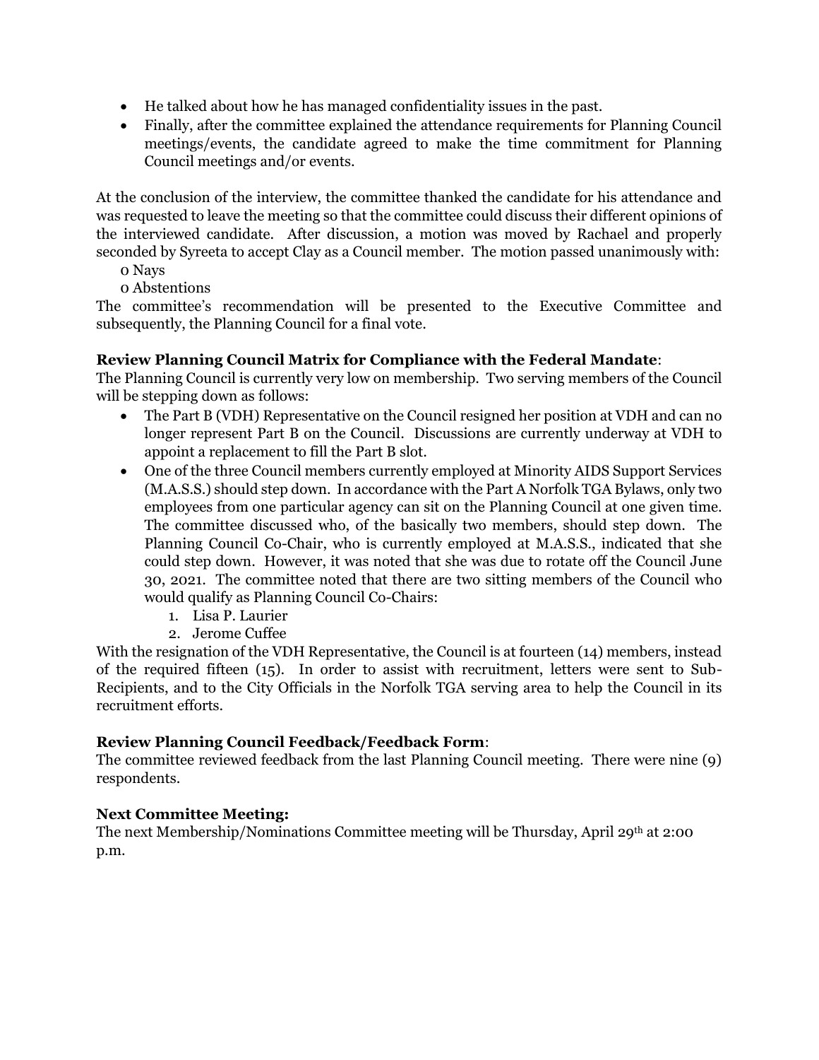- He talked about how he has managed confidentiality issues in the past.
- Finally, after the committee explained the attendance requirements for Planning Council meetings/events, the candidate agreed to make the time commitment for Planning Council meetings and/or events.

At the conclusion of the interview, the committee thanked the candidate for his attendance and was requested to leave the meeting so that the committee could discuss their different opinions of the interviewed candidate. After discussion, a motion was moved by Rachael and properly seconded by Syreeta to accept Clay as a Council member. The motion passed unanimously with:

0 Nays

0 Abstentions

The committee's recommendation will be presented to the Executive Committee and subsequently, the Planning Council for a final vote.

**Review Planning Council Matrix for Compliance with the Federal Mandate**:

The Planning Council is currently very low on membership. Two serving members of the Council will be stepping down as follows:

- The Part B (VDH) Representative on the Council resigned her position at VDH and can no longer represent Part B on the Council. Discussions are currently underway at VDH to appoint a replacement to fill the Part B slot.
- One of the three Council members currently employed at Minority AIDS Support Services (M.A.S.S.) should step down. In accordance with the Part A Norfolk TGA Bylaws, only two employees from one particular agency can sit on the Planning Council at one given time. The committee discussed who, of the basically two members, should step down. The Planning Council Co-Chair, who is currently employed at M.A.S.S., indicated that she could step down. However, it was noted that she was due to rotate off the Council June 30, 2021. The committee noted that there are two sitting members of the Council who would qualify as Planning Council Co-Chairs:
    1. Lisa P. Laurier
    2. Jerome Cuffee

With the resignation of the VDH Representative, the Council is at fourteen (14) members, instead of the required fifteen (15). In order to assist with recruitment, letters were sent to Sub-Recipients, and to the City Officials in the Norfolk TGA serving area to help the Council in its recruitment efforts.

**Review Planning Council Feedback/Feedback Form**:

The committee reviewed feedback from the last Planning Council meeting. There were nine (9) respondents.

**Next Committee Meeting:**

The next Membership/Nominations Committee meeting will be Thursday, April 29th at 2:00 p.m.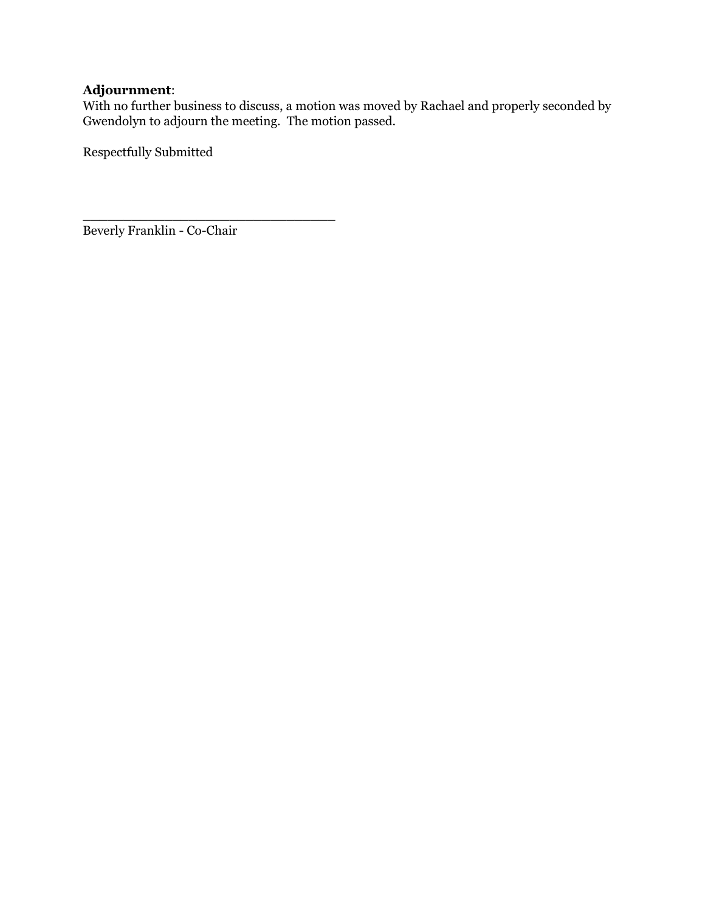**Adjournment**:
With no further business to discuss, a motion was moved by Rachael and properly seconded by Gwendolyn to adjourn the meeting.  The motion passed.

Respectfully Submitted

_______________________________
Beverly Franklin - Co-Chair